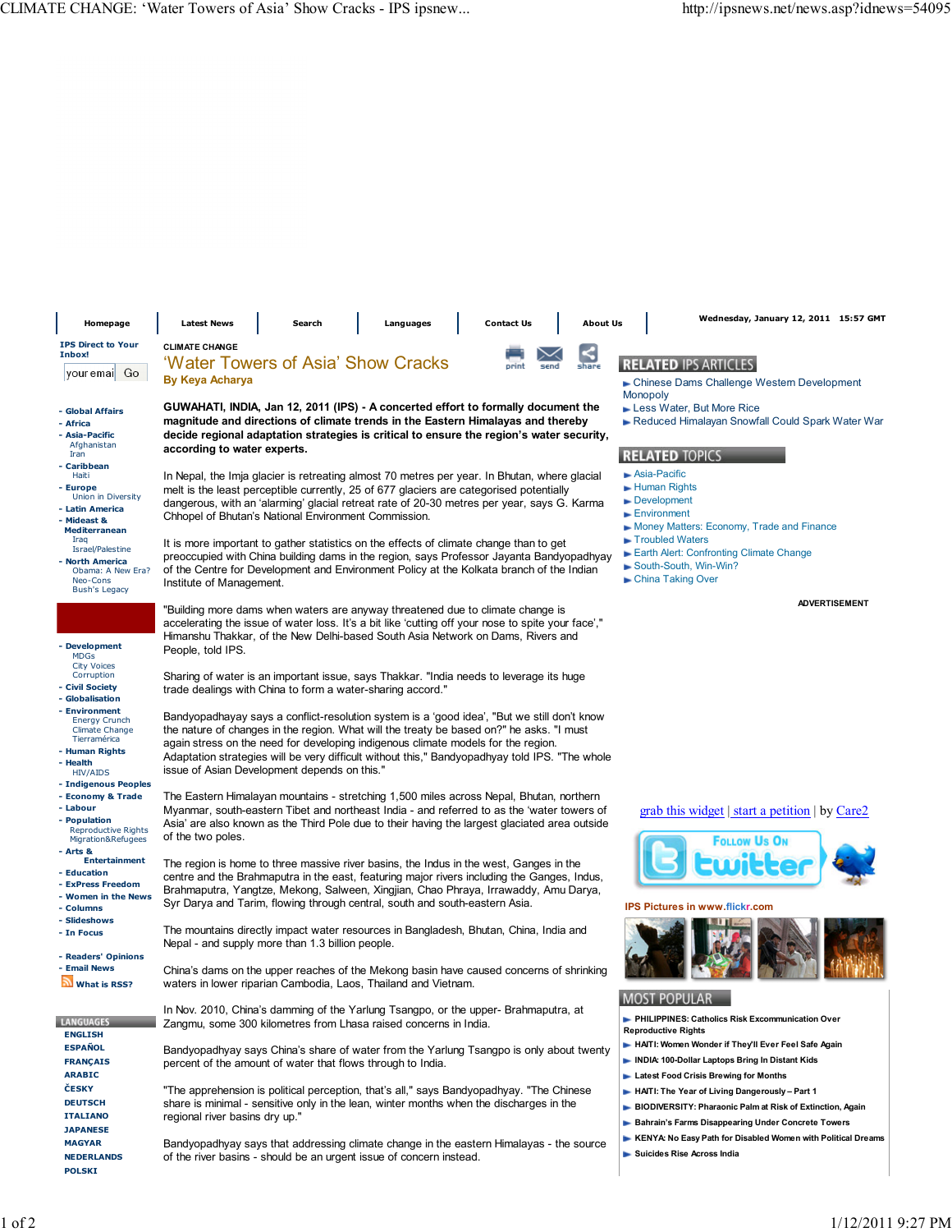CLIMATE CHANGE

# 'Water Towers of Asia' Show Cracks

**By Keya Acharya**

**GUWAHATI, INDIA, Jan 12, 2011 (IPS) - A concerted effort to formally document the magnitude and directions of climate trends in the Eastern Himalayas and thereby decide regional adaptation strategies is critical to ensure the region's water security, according to water experts.**

In Nepal, the Imja glacier is retreating almost 70 metres per year. In Bhutan, where glacial melt is the least perceptible currently, 25 of 677 glaciers are categorised potentially dangerous, with an 'alarming' glacial retreat rate of 20-30 metres per year, says G. Karma Chhopel of Bhutan's National Environment Commission.

It is more important to gather statistics on the effects of climate change than to get monopolised with China building dams in the region, says Professor Jayanta Bandyopadhyay of the Centre for Development and Environment Policy at the Kolkata branch of the Indian Institute of Management.

"Building more dams when waters are anyway threatened due to climate change is accelerating the issue of water loss. It's a bit like 'cutting off your nose to spite your face'," Himanshu Thakkar, of the New Delhi-based South Asia Network on Dams, Rivers and People, told IPS.

Sharing of water is an important issue, says Thakkar. "India needs to leverage its huge trade dealings with China to form a water-sharing accord."

Bandyopadhayay says a conflict-resolution system is a 'good idea', "But we still don't know the nature of changes in the region. What will the treaty be based on?" he asks. "I must again stress on the need for developing indigenous climate models for the region. Adaptation strategies will be very difficult without this," Bandyopadhyay told IPS. "The whole issue of Asian Development depends on this."

The Eastern Himalayan mountains - stretching 1,500 miles across Nepal, Bhutan, northern Myanmar, south-eastern Tibet and northeast India - and referred to as the 'water towers of Asia' are also known as the Third Pole due to their having the largest glaciated area outside of the two poles.

The region is home to three massive river basins, the Indus in the west, Ganges in the centre and the Brahmaputra in the east, featuring major rivers including the Ganges, Indus, Brahmaputra, Yangtze, Mekong, Salween, Xingjian, Chao Phraya, Irrawaddy, Amu Darya, Syr Darya and Tarim, flowing through central, south and south-eastern Asia.

The mountains directly impact water resources in Bangladesh, Bhutan, China, India and Nepal - and supply more than 1.3 billion people.

China's dams on the upper reaches of the Mekong basin have caused concerns of shrinking waters in lower riparian Cambodia, Laos, Thailand and Vietnam.

In Nov. 2010, China's damming of the Yarlung Tsangpo, or the upper- Brahmaputra, at Zangmu, some 300 kilometres from Lhasa raised concerns in India.

Bandyopadhyay says China's share of water from the Yarlung Tsangpo is only about twenty percent of the amount of water that flows through to India.

"The apprehension is political perception, that's all," says Bandyopadhyay. "The Chinese share is minimal - sensitive only in the lean, winter months when the discharges in the regional river basins dry up."

Bandyopadhyay says that addressing climate change in the eastern Himalayas - the source of the river basins - should be an urgent issue of concern instead.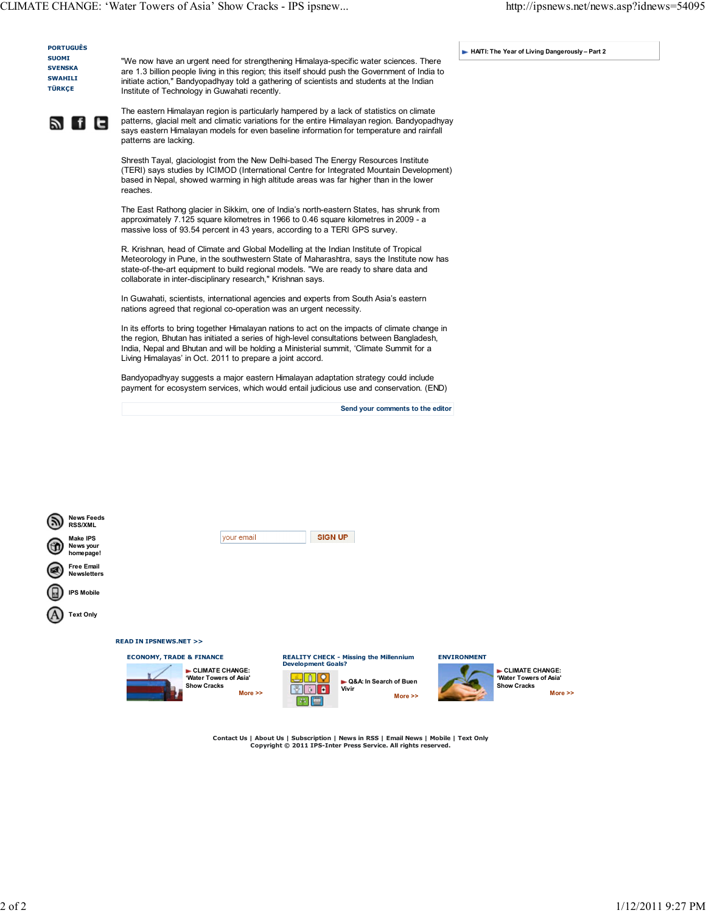PORTUGUÊS
SUOMI
SVENSKA
SWAHILI
TÜRKÇE

"We now have an urgent need for strengthening Himalaya-specific water sciences. There are 1.3 billion people living in this region; this itself should push the Government of India to initiate action," Bandyopadhyay told a gathering of scientists and students at the Indian Institute of Technology in Guwahati recently.

The eastern Himalayan region is particularly hampered by a lack of statistics on climate patterns, glacial melt and climatic variations for the entire Himalayan region. Bandyopadhyay says eastern Himalayan models for even baseline information for temperature and rainfall patterns are lacking.

Shresth Tayal, glaciologist from the New Delhi-based The Energy Resources Institute (TERI) says studies by ICIMOD (International Centre for Integrated Mountain Development) based in Nepal, showed warming in high altitude areas was far higher than in the lower reaches.

The East Rathong glacier in Sikkim, one of India's north-eastern States, has shrunk from approximately 7.125 square kilometres in 1966 to 0.46 square kilometres in 2009 - a massive loss of 93.54 percent in 43 years, according to a TERI GPS survey.

R. Krishnan, head of Climate and Global Modelling at the Indian Institute of Tropical Meteorology in Pune, in the southwestern State of Maharashtra, says the Institute now has state-of-the-art equipment to build regional models. "We are ready to share data and collaborate in inter-disciplinary research," Krishnan says.

In Guwahati, scientists, international agencies and experts from South Asia's eastern nations agreed that regional co-operation was an urgent necessity.

In its efforts to bring together Himalayan nations to act on the impacts of climate change in the region, Bhutan has initiated a series of high-level consultations between Bangladesh, India, Nepal and Bhutan and will be holding a Ministerial summit, 'Climate Summit for a Living Himalayas' in Oct. 2011 to prepare a joint accord.

Bandyopadhyay suggests a major eastern Himalayan adaptation strategy could include payment for ecosystem services, which would entail judicious use and conservation. (END)

Send your comments to the editor

HAITI: The Year of Living Dangerously – Part 2

News Feeds RSS/XML
Make IPS News your homepage!
Free Email Newsletters
IPS Mobile
Text Only

your email SIGN UP

READ IN IPSNEWS.NET >>

ECONOMY, TRADE & FINANCE
CLIMATE CHANGE: 'Water Towers of Asia' Show Cracks
More >>

REALITY CHECK - Missing the Millennium Development Goals?
Q&A: In Search of Buen Vivir
More >>

ENVIRONMENT
CLIMATE CHANGE: 'Water Towers of Asia' Show Cracks
More >>

Contact Us | About Us | Subscription | News in RSS | Email News | Mobile | Text Only
Copyright © 2011 IPS-Inter Press Service. All rights reserved.